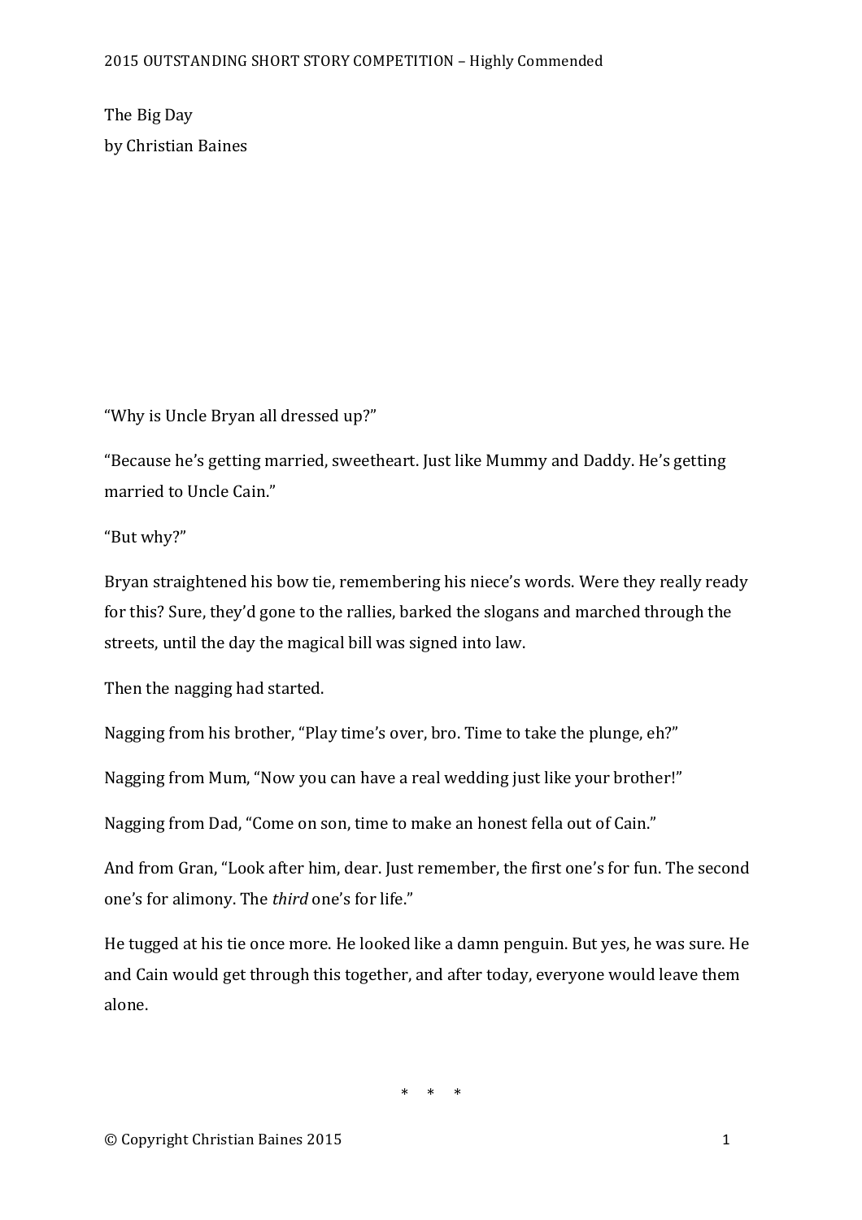2015 OUTSTANDING SHORT STORY COMPETITION – Highly Commended

# The Big Day

by Christian Baines

"Why is Uncle Bryan all dressed up?"

"Because he's getting married, sweetheart. Just like Mummy and Daddy. He's getting married to Uncle Cain."

"But why?"

Bryan straightened his bow tie, remembering his niece's words. Were they really ready for this? Sure, they'd gone to the rallies, barked the slogans and marched through the streets, until the day the magical bill was signed into law.

Then the nagging had started.

Nagging from his brother, "Play time's over, bro. Time to take the plunge, eh?"

Nagging from Mum, "Now you can have a real wedding just like your brother!"

Nagging from Dad, "Come on son, time to make an honest fella out of Cain."

And from Gran, "Look after him, dear. Just remember, the first one's for fun. The second one's for alimony. The *third* one's for life."

He tugged at his tie once more. He looked like a damn penguin. But yes, he was sure. He and Cain would get through this together, and after today, everyone would leave them alone.

\* \* \*

© Copyright Christian Baines 2015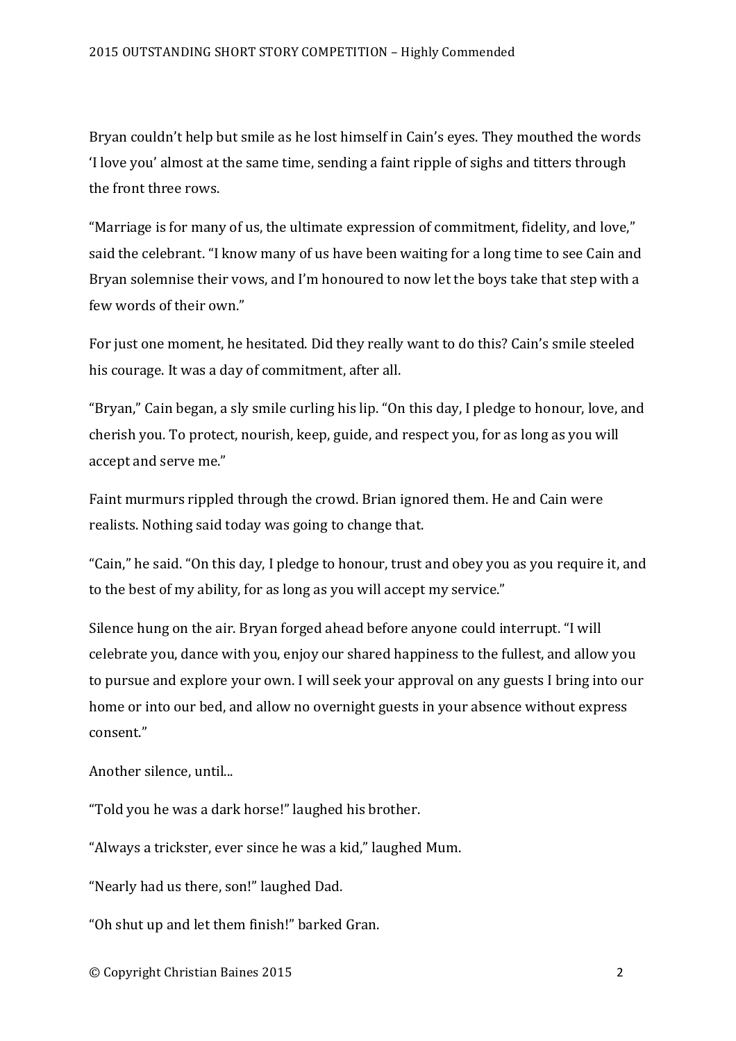Bryan couldn't help but smile as he lost himself in Cain's eyes. They mouthed the words 'I love you' almost at the same time, sending a faint ripple of sighs and titters through the front three rows.

"Marriage is for many of us, the ultimate expression of commitment, fidelity, and love," said the celebrant. "I know many of us have been waiting for a long time to see Cain and Bryan solemnise their vows, and I'm honoured to now let the boys take that step with a few words of their own."

For just one moment, he hesitated. Did they really want to do this? Cain's smile steeled his courage. It was a day of commitment, after all.

"Bryan," Cain began, a sly smile curling his lip. "On this day, I pledge to honour, love, and cherish you. To protect, nourish, keep, guide, and respect you, for as long as you will accept and serve me."

Faint murmurs rippled through the crowd. Brian ignored them. He and Cain were realists. Nothing said today was going to change that.

"Cain," he said. "On this day, I pledge to honour, trust and obey you as you require it, and to the best of my ability, for as long as you will accept my service."

Silence hung on the air. Bryan forged ahead before anyone could interrupt. "I will celebrate you, dance with you, enjoy our shared happiness to the fullest, and allow you to pursue and explore your own. I will seek your approval on any guests I bring into our home or into our bed, and allow no overnight guests in your absence without express consent."

Another silence, until...

"Told you he was a dark horse!" laughed his brother.

"Always a trickster, ever since he was a kid," laughed Mum.

"Nearly had us there, son!" laughed Dad.

"Oh shut up and let them finish!" barked Gran.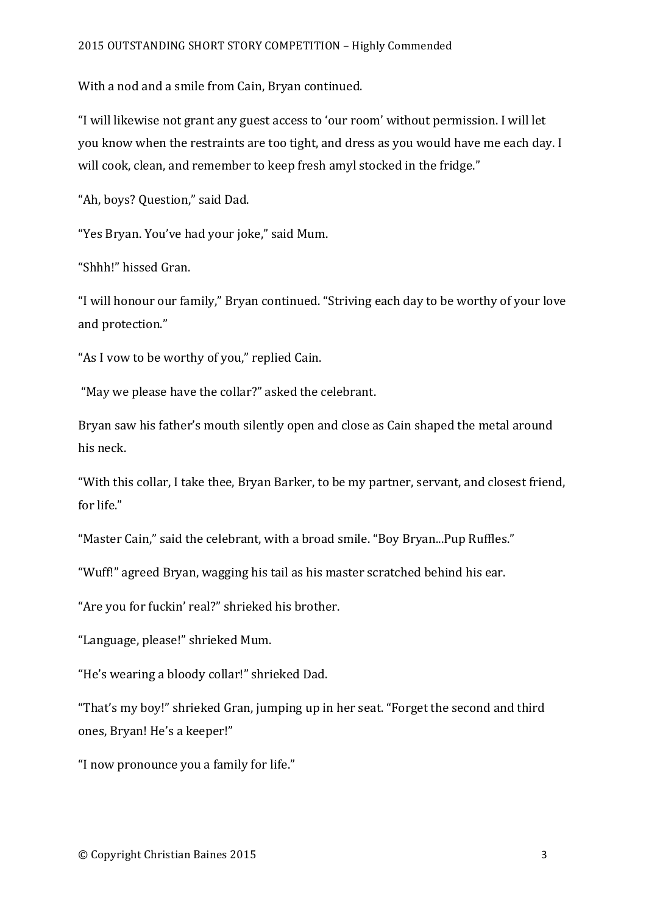With a nod and a smile from Cain, Bryan continued.

"I will likewise not grant any guest access to 'our room' without permission. I will let you know when the restraints are too tight, and dress as you would have me each day. I will cook, clean, and remember to keep fresh amyl stocked in the fridge."

"Ah, boys? Question," said Dad.

"Yes Bryan. You've had your joke," said Mum.

"Shhh!" hissed Gran.

"I will honour our family," Bryan continued. "Striving each day to be worthy of your love and protection."

"As I vow to be worthy of you," replied Cain.

"May we please have the collar?" asked the celebrant.

Bryan saw his father's mouth silently open and close as Cain shaped the metal around his neck.

"With this collar, I take thee, Bryan Barker, to be my partner, servant, and closest friend, for life."

"Master Cain," said the celebrant, with a broad smile. "Boy Bryan...Pup Ruffles."

"Wuff!" agreed Bryan, wagging his tail as his master scratched behind his ear.

"Are you for fuckin' real?" shrieked his brother.

"Language, please!" shrieked Mum.

"He's wearing a bloody collar!" shrieked Dad.

"That's my boy!" shrieked Gran, jumping up in her seat. "Forget the second and third ones, Bryan! He's a keeper!"

"I now pronounce you a family for life."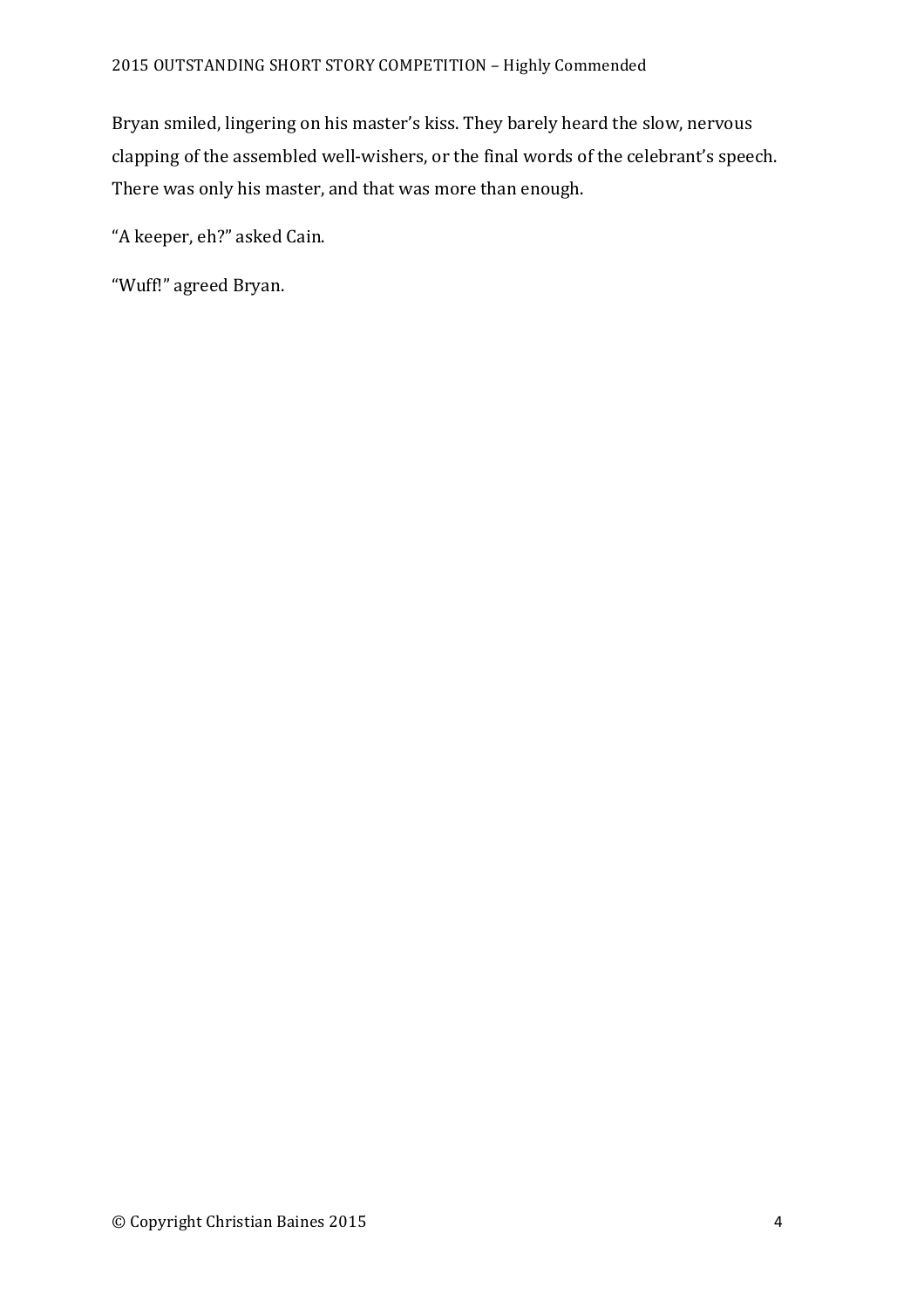Bryan smiled, lingering on his master's kiss. They barely heard the slow, nervous clapping of the assembled well-wishers, or the final words of the celebrant's speech. There was only his master, and that was more than enough.

"A keeper, eh?" asked Cain.

"Wuff!" agreed Bryan.